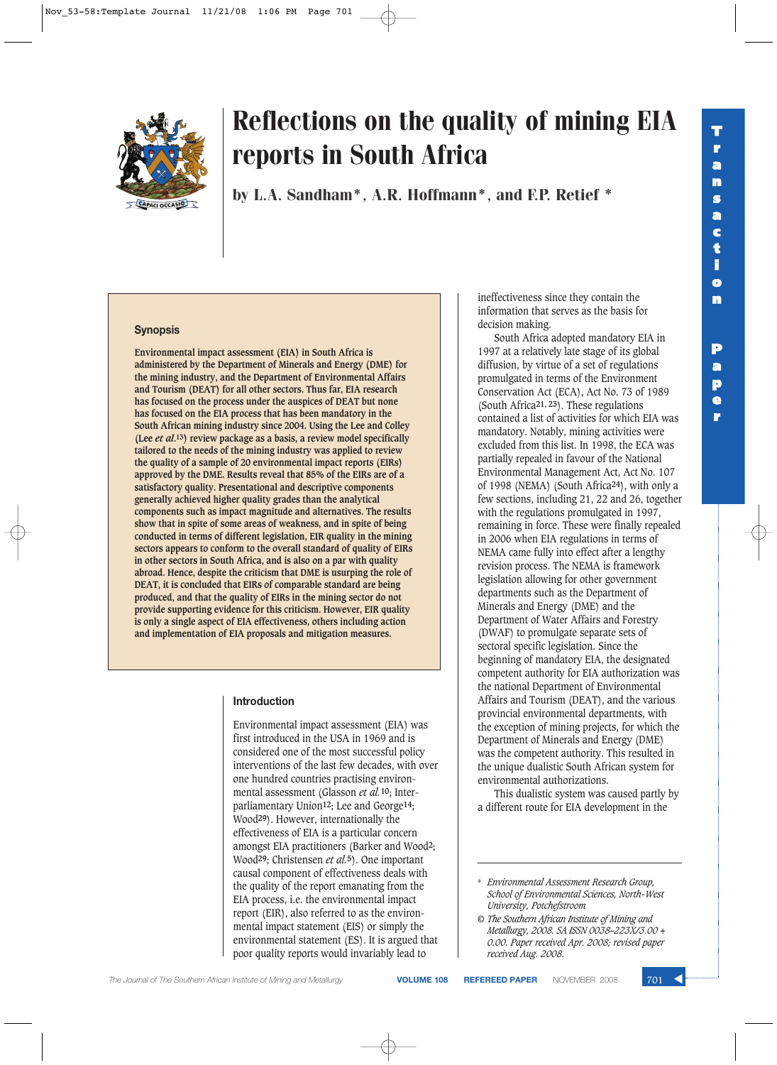# Reflections on the quality of mining EIA reports in South Africa

**by L.A. Sandham\*, A.R. Hoffmann\*, and F.P. Retief \***

## Synopsis

**Environmental impact assessment (EIA) in South Africa is administered by the Department of Minerals and Energy (DME) for the mining industry, and the Department of Environmental Affairs and Tourism (DEAT) for all other sectors. Thus far, EIA research has focused on the process under the auspices of DEAT but none has focused on the EIA process that has been mandatory in the South African mining industry since 2004. Using the Lee and Colley (Lee *et al.*[13]) review package as a basis, a review model specifically tailored to the needs of the mining industry was applied to review the quality of a sample of 20 environmental impact reports (EIRs) approved by the DME. Results reveal that 85% of the EIRs are of a satisfactory quality. Presentational and descriptive components generally achieved higher quality grades than the analytical components such as impact magnitude and alternatives. The results show that in spite of some areas of weakness, and in spite of being conducted in terms of different legislation, EIR quality in the mining sectors appears to conform to the overall standard of quality of EIRs in other sectors in South Africa, and is also on a par with quality abroad. Hence, despite the criticism that DME is usurping the role of DEAT, it is concluded that EIRs of comparable standard are being produced, and that the quality of EIRs in the mining sector do not provide supporting evidence for this criticism. However, EIR quality is only a single aspect of EIA effectiveness, others including action and implementation of EIA proposals and mitigation measures.**

## Introduction

Environmental impact assessment (EIA) was first introduced in the USA in 1969 and is considered one of the most successful policy interventions of the last few decades, with over one hundred countries practising environmental assessment (Glasson *et al.*[10]; Inter-parliamentary Union[12]; Lee and George[14]; Wood[29]). However, internationally the effectiveness of EIA is a particular concern amongst EIA practitioners (Barker and Wood[2]; Wood[29]; Christensen *et al.*[5]). One important causal component of effectiveness deals with the quality of the report emanating from the EIA process, i.e. the environmental impact report (EIR), also referred to as the environmental impact statement (EIS) or simply the environmental statement (ES). It is argued that poor quality reports would invariably lead to ineffectiveness since they contain the information that serves as the basis for decision making.

South Africa adopted mandatory EIA in 1997 at a relatively late stage of its global diffusion, by virtue of a set of regulations promulgated in terms of the Environment Conservation Act (ECA), Act No. 73 of 1989 (South Africa[21, 23]). These regulations contained a list of activities for which EIA was mandatory. Notably, mining activities were excluded from this list. In 1998, the ECA was partially repealed in favour of the National Environmental Management Act, Act No. 107 of 1998 (NEMA) (South Africa[24]), with only a few sections, including 21, 22 and 26, together with the regulations promulgated in 1997, remaining in force. These were finally repealed in 2006 when EIA regulations in terms of NEMA came fully into effect after a lengthy revision process. The NEMA is framework legislation allowing for other government departments such as the Department of Minerals and Energy (DME) and the Department of Water Affairs and Forestry (DWAF) to promulgate separate sets of sectoral specific legislation. Since the beginning of mandatory EIA, the designated competent authority for EIA authorization was the national Department of Environmental Affairs and Tourism (DEAT), and the various provincial environmental departments, with the exception of mining projects, for which the Department of Minerals and Energy (DME) was the competent authority. This resulted in the unique dualistic South African system for environmental authorizations.

This dualistic system was caused partly by a different route for EIA development in the

---

\* *Environmental Assessment Research Group, School of Environmental Sciences, North-West University, Potchefstroom*

© *The Southern African Institute of Mining and Metallurgy, 2008. SA ISSN 0038–223X/3.00 + 0.00. Paper received Apr. 2008; revised paper received Aug. 2008.*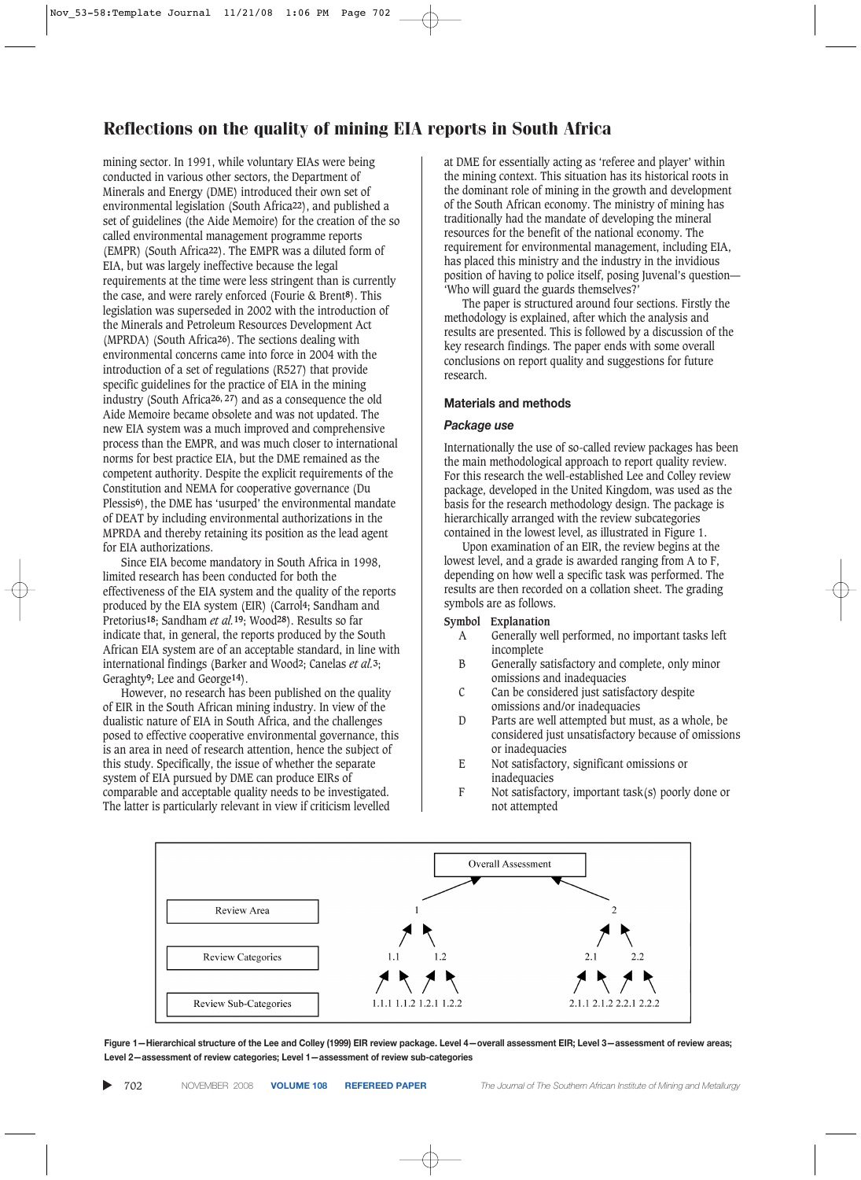mining sector. In 1991, while voluntary EIAs were being conducted in various other sectors, the Department of Minerals and Energy (DME) introduced their own set of environmental legislation (South Africa[22]), and published a set of guidelines (the Aide Memoire) for the creation of the so called environmental management programme reports (EMPR) (South Africa[22]). The EMPR was a diluted form of EIA, but was largely ineffective because the legal requirements at the time were less stringent than is currently the case, and were rarely enforced (Fourie & Brent[8]). This legislation was superseded in 2002 with the introduction of the Minerals and Petroleum Resources Development Act (MPRDA) (South Africa[26]). The sections dealing with environmental concerns came into force in 2004 with the introduction of a set of regulations (R527) that provide specific guidelines for the practice of EIA in the mining industry (South Africa[26, 27]) and as a consequence the old Aide Memoire became obsolete and was not updated. The new EIA system was a much improved and comprehensive process than the EMPR, and was much closer to international norms for best practice EIA, but the DME remained as the competent authority. Despite the explicit requirements of the Constitution and NEMA for cooperative governance (Du Plessis[6]), the DME has 'usurped' the environmental mandate of DEAT by including environmental authorizations in the MPRDA and thereby retaining its position as the lead agent for EIA authorizations.

Since EIA become mandatory in South Africa in 1998, limited research has been conducted for both the effectiveness of the EIA system and the quality of the reports produced by the EIA system (EIR) (Carrol[4]; Sandham and Pretorius[18]; Sandham *et al.*[19]; Wood[28]). Results so far indicate that, in general, the reports produced by the South African EIA system are of an acceptable standard, in line with international findings (Barker and Wood[2]; Canelas *et al.*[3]; Geraghty[9]; Lee and George[14]).

However, no research has been published on the quality of EIR in the South African mining industry. In view of the dualistic nature of EIA in South Africa, and the challenges posed to effective cooperative environmental governance, this is an area in need of research attention, hence the subject of this study. Specifically, the issue of whether the separate system of EIA pursued by DME can produce EIRs of comparable and acceptable quality needs to be investigated. The latter is particularly relevant in view if criticism levelled at DME for essentially acting as 'referee and player' within the mining context. This situation has its historical roots in the dominant role of mining in the growth and development of the South African economy. The ministry of mining has traditionally had the mandate of developing the mineral resources for the benefit of the national economy. The requirement for environmental management, including EIA, has placed this ministry and the industry in the invidious position of having to police itself, posing Juvenal's question—'Who will guard the guards themselves?'

The paper is structured around four sections. Firstly the methodology is explained, after which the analysis and results are presented. This is followed by a discussion of the key research findings. The paper ends with some overall conclusions on report quality and suggestions for future research.

## Materials and methods

### *Package use*

Internationally the use of so-called review packages has been the main methodological approach to report quality review. For this research the well-established Lee and Colley review package, developed in the United Kingdom, was used as the basis for the research methodology design. The package is hierarchically arranged with the review subcategories contained in the lowest level, as illustrated in Figure 1.

Upon examination of an EIR, the review begins at the lowest level, and a grade is awarded ranging from A to F, depending on how well a specific task was performed. The results are then recorded on a collation sheet. The grading symbols are as follows.

| Symbol | Explanation |
|---|---|
| A | Generally well performed, no important tasks left incomplete |
| B | Generally satisfactory and complete, only minor omissions and inadequacies |
| C | Can be considered just satisfactory despite omissions and/or inadequacies |
| D | Parts are well attempted but must, as a whole, be considered just unsatisfactory because of omissions or inadequacies |
| E | Not satisfactory, significant omissions or inadequacies |
| F | Not satisfactory, important task(s) poorly done or not attempted |

Overall Assessment

Review Area: 1, 2

Review Categories: 1.1, 1.2, 2.1, 2.2

Review Sub-Categories: 1.1.1 1.1.2 1.2.1 1.2.2, 2.1.1 2.1.2 2.2.1 2.2.2

**Figure 1—Hierarchical structure of the Lee and Colley (1999) EIR review package. Level 4—overall assessment EIR; Level 3—assessment of review areas; Level 2—assessment of review categories; Level 1—assessment of review sub-categories**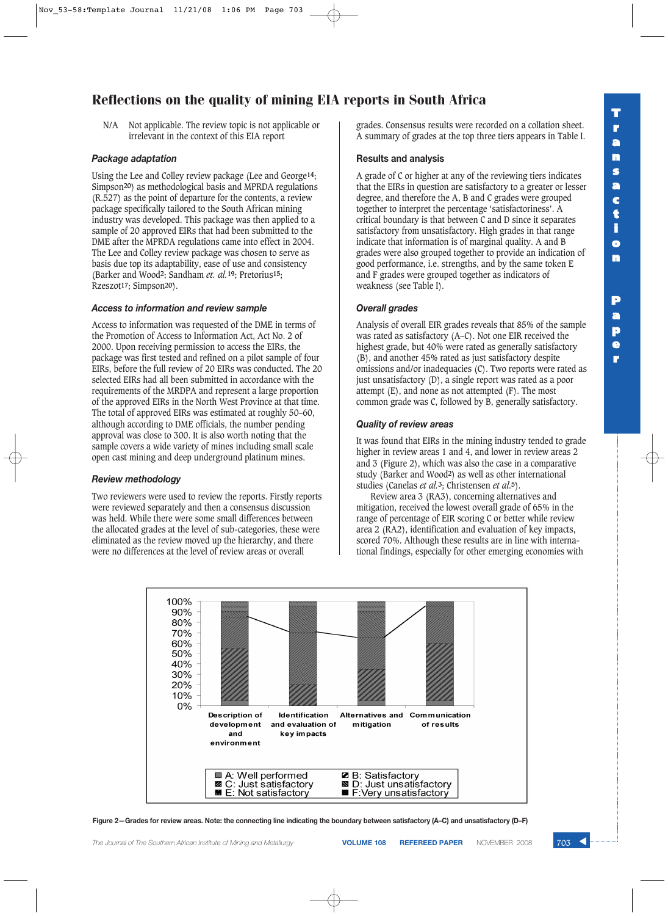N/A Not applicable. The review topic is not applicable or irrelevant in the context of this EIA report

### Package adaptation

Using the Lee and Colley review package (Lee and George[14]; Simpson[20]) as methodological basis and MPRDA regulations (R.527) as the point of departure for the contents, a review package specifically tailored to the South African mining industry was developed. This package was then applied to a sample of 20 approved EIRs that had been submitted to the DME after the MPRDA regulations came into effect in 2004. The Lee and Colley review package was chosen to serve as basis due top its adaptability, ease of use and consistency (Barker and Wood[2]; Sandham *et. al.*[19]; Pretorius[15]; Rzeszot[17]; Simpson[20]).

### Access to information and review sample

Access to information was requested of the DME in terms of the Promotion of Access to Information Act, Act No. 2 of 2000. Upon receiving permission to access the EIRs, the package was first tested and refined on a pilot sample of four EIRs, before the full review of 20 EIRs was conducted. The 20 selected EIRs had all been submitted in accordance with the requirements of the MRDPA and represent a large proportion of the approved EIRs in the North West Province at that time. The total of approved EIRs was estimated at roughly 50–60, although according to DME officials, the number pending approval was close to 300. It is also worth noting that the sample covers a wide variety of mines including small scale open cast mining and deep underground platinum mines.

### Review methodology

Two reviewers were used to review the reports. Firstly reports were reviewed separately and then a consensus discussion was held. While there were some small differences between the allocated grades at the level of sub-categories, these were eliminated as the review moved up the hierarchy, and there were no differences at the level of review areas or overall grades. Consensus results were recorded on a collation sheet. A summary of grades at the top three tiers appears in Table I.

### Results and analysis

A grade of C or higher at any of the reviewing tiers indicates that the EIRs in question are satisfactory to a greater or lesser degree, and therefore the A, B and C grades were grouped together to interpret the percentage 'satisfactoriness'. A critical boundary is that between C and D since it separates satisfactory from unsatisfactory. High grades in that range indicate that information is of marginal quality. A and B grades were also grouped together to provide an indication of good performance, i.e. strengths, and by the same token E and F grades were grouped together as indicators of weakness (see Table I).

### Overall grades

Analysis of overall EIR grades reveals that 85% of the sample was rated as satisfactory (A–C). Not one EIR received the highest grade, but 40% were rated as generally satisfactory (B), and another 45% rated as just satisfactory despite omissions and/or inadequacies (C). Two reports were rated as just unsatisfactory (D), a single report was rated as a poor attempt (E), and none as not attempted (F). The most common grade was C, followed by B, generally satisfactory.

### Quality of review areas

It was found that EIRs in the mining industry tended to grade higher in review areas 1 and 4, and lower in review areas 2 and 3 (Figure 2), which was also the case in a comparative study (Barker and Wood[2]) as well as other international studies (Canelas *et al.*[3]; Christensen *et al.*[5]).

Review area 3 (RA3), concerning alternatives and mitigation, received the lowest overall grade of 65% in the range of percentage of EIR scoring C or better while review area 2 (RA2), identification and evaluation of key impacts, scored 70%. Although these results are in line with international findings, especially for other emerging economies with

Figure 2—Grades for review areas. Note: the connecting line indicating the boundary between satisfactory (A–C) and unsatisfactory (D–F)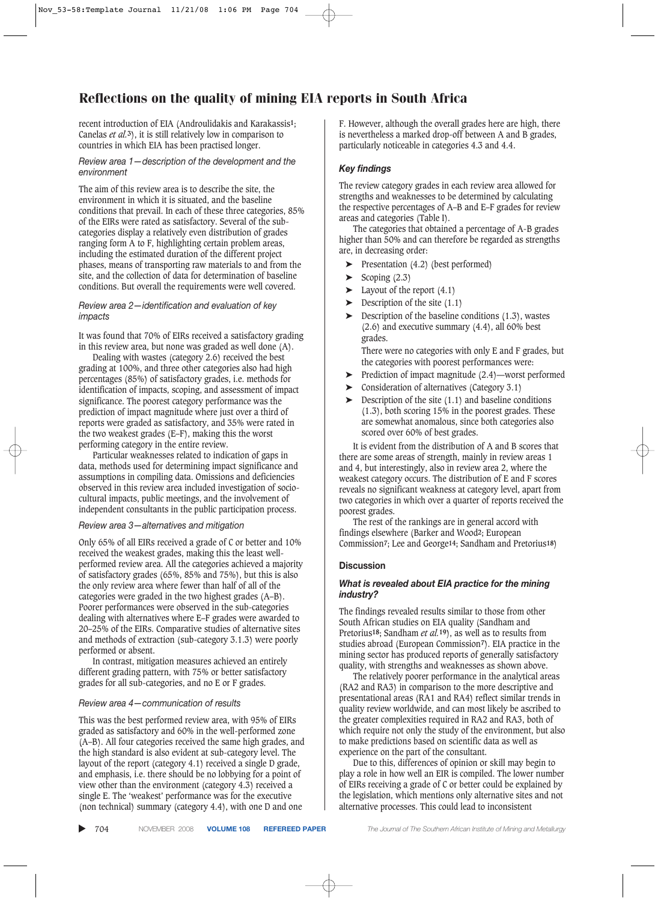## Reflections on the quality of mining EIA reports in South Africa

recent introduction of EIA (Androulidakis and Karakassis[1]; Canelas *et al.*[3]), it is still relatively low in comparison to countries in which EIA has been practised longer.

### *Review area 1—description of the development and the environment*

The aim of this review area is to describe the site, the environment in which it is situated, and the baseline conditions that prevail. In each of these three categories, 85% of the EIRs were rated as satisfactory. Several of the sub-categories display a relatively even distribution of grades ranging form A to F, highlighting certain problem areas, including the estimated duration of the different project phases, means of transporting raw materials to and from the site, and the collection of data for determination of baseline conditions. But overall the requirements were well covered.

### *Review area 2—identification and evaluation of key impacts*

It was found that 70% of EIRs received a satisfactory grading in this review area, but none was graded as well done (A).

Dealing with wastes (category 2.6) received the best grading at 100%, and three other categories also had high percentages (85%) of satisfactory grades, i.e. methods for identification of impacts, scoping, and assessment of impact significance. The poorest category performance was the prediction of impact magnitude where just over a third of reports were graded as satisfactory, and 35% were rated in the two weakest grades (E–F), making this the worst performing category in the entire review.

Particular weaknesses related to indication of gaps in data, methods used for determining impact significance and assumptions in compiling data. Omissions and deficiencies observed in this review area included investigation of socio-cultural impacts, public meetings, and the involvement of independent consultants in the public participation process.

### *Review area 3—alternatives and mitigation*

Only 65% of all EIRs received a grade of C or better and 10% received the weakest grades, making this the least well-performed review area. All the categories achieved a majority of satisfactory grades (65%, 85% and 75%), but this is also the only review area where fewer than half of all of the categories were graded in the two highest grades (A–B). Poorer performances were observed in the sub-categories dealing with alternatives where E–F grades were awarded to 20–25% of the EIRs. Comparative studies of alternative sites and methods of extraction (sub-category 3.1.3) were poorly performed or absent.

In contrast, mitigation measures achieved an entirely different grading pattern, with 75% or better satisfactory grades for all sub-categories, and no E or F grades.

### *Review area 4—communication of results*

This was the best performed review area, with 95% of EIRs graded as satisfactory and 60% in the well-performed zone (A–B). All four categories received the same high grades, and the high standard is also evident at sub-category level. The layout of the report (category 4.1) received a single D grade, and emphasis, i.e. there should be no lobbying for a point of view other than the environment (category 4.3) received a single E. The 'weakest' performance was for the executive (non technical) summary (category 4.4), with one D and one F. However, although the overall grades here are high, there is nevertheless a marked drop-off between A and B grades, particularly noticeable in categories 4.3 and 4.4.

### ***Key findings***

The review category grades in each review area allowed for strengths and weaknesses to be determined by calculating the respective percentages of A–B and E–F grades for review areas and categories (Table I).

The categories that obtained a percentage of A-B grades higher than 50% and can therefore be regarded as strengths are, in decreasing order:

- Presentation (4.2) (best performed)
- Scoping (2.3)
- Layout of the report (4.1)
- Description of the site (1.1)
- Description of the baseline conditions (1.3), wastes (2.6) and executive summary (4.4), all 60% best grades.

  There were no categories with only E and F grades, but the categories with poorest performances were:
- Prediction of impact magnitude (2.4)—worst performed
- Consideration of alternatives (Category 3.1)
- Description of the site (1.1) and baseline conditions (1.3), both scoring 15% in the poorest grades. These are somewhat anomalous, since both categories also scored over 60% of best grades.

It is evident from the distribution of A and B scores that there are some areas of strength, mainly in review areas 1 and 4, but interestingly, also in review area 2, where the weakest category occurs. The distribution of E and F scores reveals no significant weakness at category level, apart from two categories in which over a quarter of reports received the poorest grades.

The rest of the rankings are in general accord with findings elsewhere (Barker and Wood[2]; European Commission[7]; Lee and George[14]; Sandham and Pretorius[18])

## Discussion

### ***What is revealed about EIA practice for the mining industry?***

The findings revealed results similar to those from other South African studies on EIA quality (Sandham and Pretorius[18]; Sandham *et al.*[19]), as well as to results from studies abroad (European Commission[7]). EIA practice in the mining sector has produced reports of generally satisfactory quality, with strengths and weaknesses as shown above.

The relatively poorer performance in the analytical areas (RA2 and RA3) in comparison to the more descriptive and presentational areas (RA1 and RA4) reflect similar trends in quality review worldwide, and can most likely be ascribed to the greater complexities required in RA2 and RA3, both of which require not only the study of the environment, but also to make predictions based on scientific data as well as experience on the part of the consultant.

Due to this, differences of opinion or skill may begin to play a role in how well an EIR is compiled. The lower number of EIRs receiving a grade of C or better could be explained by the legislation, which mentions only alternative sites and not alternative processes. This could lead to inconsistent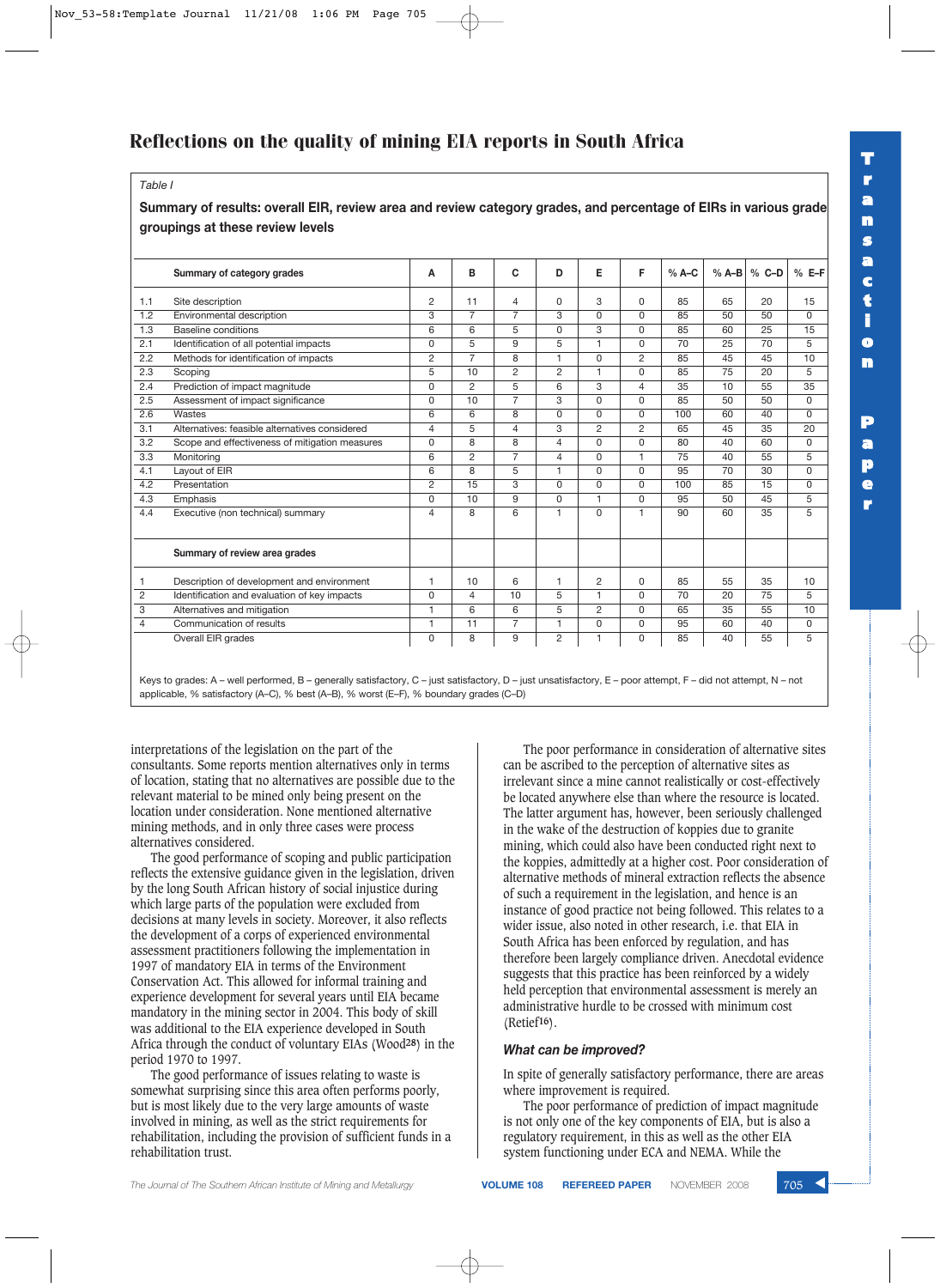## Reflections on the quality of mining EIA reports in South Africa

*Table I*

**Summary of results: overall EIR, review area and review category grades, and percentage of EIRs in various grade groupings at these review levels**

| | **Summary of category grades** | **A** | **B** | **C** | **D** | **E** | **F** | **% A–C** | **% A–B** | **% C–D** | **% E–F** |
|---|---|---|---|---|---|---|---|---|---|---|---|
| 1.1 | Site description | 2 | 11 | 4 | 0 | 3 | 0 | 85 | 65 | 20 | 15 |
| 1.2 | Environmental description | 3 | 7 | 7 | 3 | 0 | 0 | 85 | 50 | 50 | 0 |
| 1.3 | Baseline conditions | 6 | 6 | 5 | 0 | 3 | 0 | 85 | 60 | 25 | 15 |
| 2.1 | Identification of all potential impacts | 0 | 5 | 9 | 5 | 1 | 0 | 70 | 25 | 70 | 5 |
| 2.2 | Methods for identification of impacts | 2 | 7 | 8 | 1 | 0 | 2 | 85 | 45 | 45 | 10 |
| 2.3 | Scoping | 5 | 10 | 2 | 2 | 1 | 0 | 85 | 75 | 20 | 5 |
| 2.4 | Prediction of impact magnitude | 0 | 2 | 5 | 6 | 3 | 4 | 35 | 10 | 55 | 35 |
| 2.5 | Assessment of impact significance | 0 | 10 | 7 | 3 | 0 | 0 | 85 | 50 | 50 | 0 |
| 2.6 | Wastes | 6 | 6 | 8 | 0 | 0 | 0 | 100 | 60 | 40 | 0 |
| 3.1 | Alternatives: feasible alternatives considered | 4 | 5 | 4 | 3 | 2 | 2 | 65 | 45 | 35 | 20 |
| 3.2 | Scope and effectiveness of mitigation measures | 0 | 8 | 8 | 4 | 0 | 0 | 80 | 40 | 60 | 0 |
| 3.3 | Monitoring | 6 | 2 | 7 | 4 | 0 | 1 | 75 | 40 | 55 | 5 |
| 4.1 | Layout of EIR | 6 | 8 | 5 | 1 | 0 | 0 | 95 | 70 | 30 | 0 |
| 4.2 | Presentation | 2 | 15 | 3 | 0 | 0 | 0 | 100 | 85 | 15 | 0 |
| 4.3 | Emphasis | 0 | 10 | 9 | 0 | 1 | 0 | 95 | 50 | 45 | 5 |
| 4.4 | Executive (non technical) summary | 4 | 8 | 6 | 1 | 0 | 1 | 90 | 60 | 35 | 5 |
| | **Summary of review area grades** | | | | | | | | | | |
| 1 | Description of development and environment | 1 | 10 | 6 | 1 | 2 | 0 | 85 | 55 | 35 | 10 |
| 2 | Identification and evaluation of key impacts | 0 | 4 | 10 | 5 | 1 | 0 | 70 | 20 | 75 | 5 |
| 3 | Alternatives and mitigation | 1 | 6 | 6 | 5 | 2 | 0 | 65 | 35 | 55 | 10 |
| 4 | Communication of results | 1 | 11 | 7 | 1 | 0 | 0 | 95 | 60 | 40 | 0 |
| | Overall EIR grades | 0 | 8 | 9 | 2 | 1 | 0 | 85 | 40 | 55 | 5 |

Keys to grades: A – well performed, B – generally satisfactory, C – just satisfactory, D – just unsatisfactory, E – poor attempt, F – did not attempt, N – not applicable, % satisfactory (A–C), % best (A–B), % worst (E–F), % boundary grades (C–D)

interpretations of the legislation on the part of the consultants. Some reports mention alternatives only in terms of location, stating that no alternatives are possible due to the relevant material to be mined only being present on the location under consideration. None mentioned alternative mining methods, and in only three cases were process alternatives considered.

The good performance of scoping and public participation reflects the extensive guidance given in the legislation, driven by the long South African history of social injustice during which large parts of the population were excluded from decisions at many levels in society. Moreover, it also reflects the development of a corps of experienced environmental assessment practitioners following the implementation in 1997 of mandatory EIA in terms of the Environment Conservation Act. This allowed for informal training and experience development for several years until EIA became mandatory in the mining sector in 2004. This body of skill was additional to the EIA experience developed in South Africa through the conduct of voluntary EIAs (Wood[28]) in the period 1970 to 1997.

The good performance of issues relating to waste is somewhat surprising since this area often performs poorly, but is most likely due to the very large amounts of waste involved in mining, as well as the strict requirements for rehabilitation, including the provision of sufficient funds in a rehabilitation trust.

The poor performance in consideration of alternative sites can be ascribed to the perception of alternative sites as irrelevant since a mine cannot realistically or cost-effectively be located anywhere else than where the resource is located. The latter argument has, however, been seriously challenged in the wake of the destruction of koppies due to granite mining, which could also have been conducted right next to the koppies, admittedly at a higher cost. Poor consideration of alternative methods of mineral extraction reflects the absence of such a requirement in the legislation, and hence is an instance of good practice not being followed. This relates to a wider issue, also noted in other research, i.e. that EIA in South Africa has been enforced by regulation, and has therefore been largely compliance driven. Anecdotal evidence suggests that this practice has been reinforced by a widely held perception that environmental assessment is merely an administrative hurdle to be crossed with minimum cost (Retief[16]).

### *What can be improved?*

In spite of generally satisfactory performance, there are areas where improvement is required.

The poor performance of prediction of impact magnitude is not only one of the key components of EIA, but is also a regulatory requirement, in this as well as the other EIA system functioning under ECA and NEMA. While the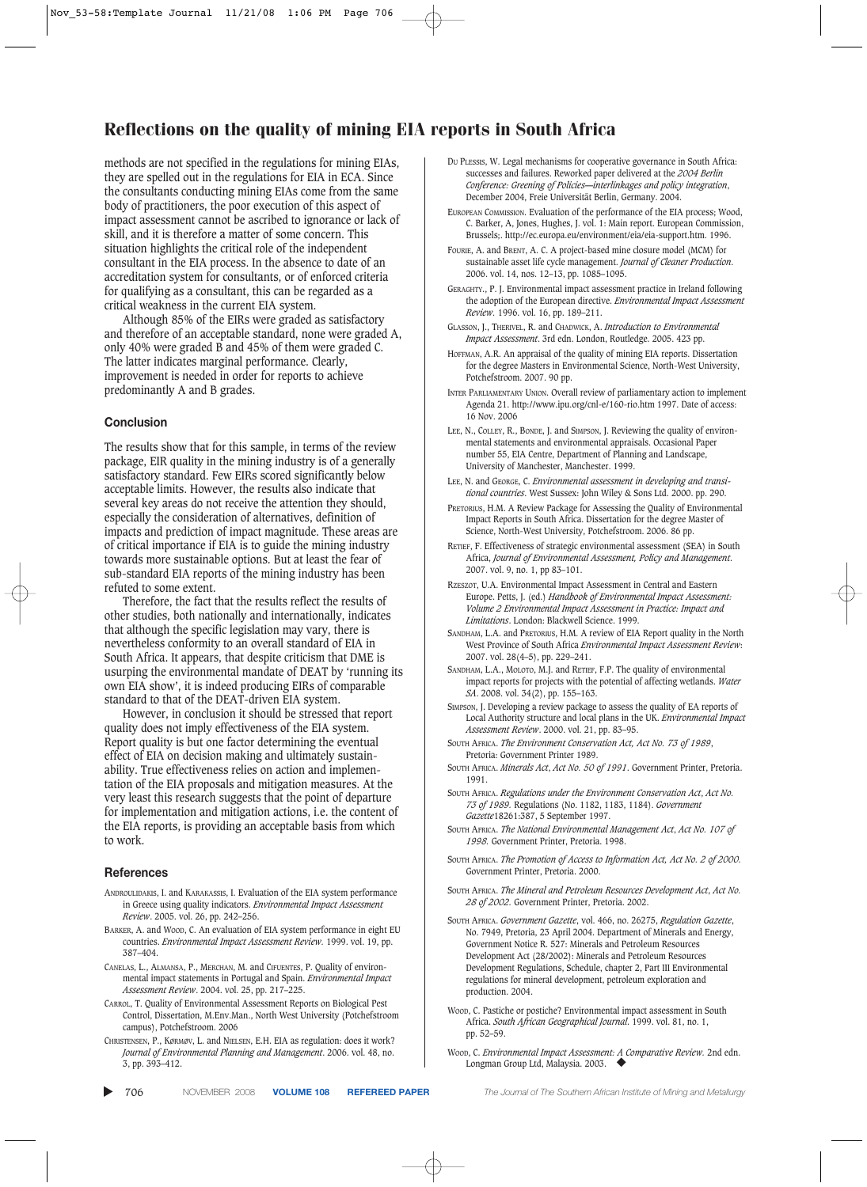methods are not specified in the regulations for mining EIAs, they are spelled out in the regulations for EIA in ECA. Since the consultants conducting mining EIAs come from the same body of practitioners, the poor execution of this aspect of impact assessment cannot be ascribed to ignorance or lack of skill, and it is therefore a matter of some concern. This situation highlights the critical role of the independent consultant in the EIA process. In the absence to date of an accreditation system for consultants, or of enforced criteria for qualifying as a consultant, this can be regarded as a critical weakness in the current EIA system.

Although 85% of the EIRs were graded as satisfactory and therefore of an acceptable standard, none were graded A, only 40% were graded B and 45% of them were graded C. The latter indicates marginal performance. Clearly, improvement is needed in order for reports to achieve predominantly A and B grades.

### Conclusion

The results show that for this sample, in terms of the review package, EIR quality in the mining industry is of a generally satisfactory standard. Few EIRs scored significantly below acceptable limits. However, the results also indicate that several key areas do not receive the attention they should, especially the consideration of alternatives, definition of impacts and prediction of impact magnitude. These areas are of critical importance if EIA is to guide the mining industry towards more sustainable options. But at least the fear of sub-standard EIA reports of the mining industry has been refuted to some extent.

Therefore, the fact that the results reflect the results of other studies, both nationally and internationally, indicates that although the specific legislation may vary, there is nevertheless conformity to an overall standard of EIA in South Africa. It appears, that despite criticism that DME is usurping the environmental mandate of DEAT by 'running its own EIA show', it is indeed producing EIRs of comparable standard to that of the DEAT-driven EIA system.

However, in conclusion it should be stressed that report quality does not imply effectiveness of the EIA system. Report quality is but one factor determining the eventual effect of EIA on decision making and ultimately sustainability. True effectiveness relies on action and implementation of the EIA proposals and mitigation measures. At the very least this research suggests that the point of departure for implementation and mitigation actions, i.e. the content of the EIA reports, is providing an acceptable basis from which to work.

### References

ANDROULIDAKIS, I. and KARAKASSIS, I. Evaluation of the EIA system performance in Greece using quality indicators. *Environmental Impact Assessment Review*. 2005. vol. 26, pp. 242–256.

BARKER, A. and WOOD, C. An evaluation of EIA system performance in eight EU countries. *Environmental Impact Assessment Review*. 1999. vol. 19, pp. 387–404.

CANELAS, L., ALMANSA, P., MERCHAN, M. and CIFUENTES, P. Quality of environmental impact statements in Portugal and Spain. *Environmental Impact Assessment Review*. 2004. vol. 25, pp. 217–225.

CARROL, T. Quality of Environmental Assessment Reports on Biological Pest Control, Dissertation, M.Env.Man., North West University (Potchefstroom campus), Potchefstroom. 2006

CHRISTENSEN, P., KØRNØV, L. and NIELSEN, E.H. EIA as regulation: does it work? *Journal of Environmental Planning and Management*. 2006. vol. 48, no. 3, pp. 393–412.

DU PLESSIS, W. Legal mechanisms for cooperative governance in South Africa: successes and failures. Reworked paper delivered at the *2004 Berlin Conference: Greening of Policies—interlinkages and policy integration*, December 2004, Freie Universität Berlin, Germany. 2004.

EUROPEAN COMMISSION. Evaluation of the performance of the EIA process; Wood, C. Barker, A, Jones, Hughes, J. vol. 1: Main report. European Commission, Brussels;. http://ec.europa.eu/environment/eia/eia-support.htm. 1996.

FOURIE, A. and BRENT, A. C. A project-based mine closure model (MCM) for sustainable asset life cycle management. *Journal of Cleaner Production*. 2006. vol. 14, nos. 12–13, pp. 1085–1095.

GERAGHTY., P. J. Environmental impact assessment practice in Ireland following the adoption of the European directive. *Environmental Impact Assessment Review*. 1996. vol. 16, pp. 189–211.

GLASSON, J., THERIVEL, R. and CHADWICK, A. *Introduction to Environmental Impact Assessment*. 3rd edn. London, Routledge. 2005. 423 pp.

HOFFMAN, A.R. An appraisal of the quality of mining EIA reports. Dissertation for the degree Masters in Environmental Science, North-West University, Potchefstroom. 2007. 90 pp.

INTER PARLIAMENTARY UNION. Overall review of parliamentary action to implement Agenda 21. http://www.ipu.org/cnl-e/160-rio.htm 1997. Date of access: 16 Nov. 2006

LEE, N., COLLEY, R., BONDE, J. and SIMPSON, J. Reviewing the quality of environmental statements and environmental appraisals. Occasional Paper number 55, EIA Centre, Department of Planning and Landscape, University of Manchester, Manchester. 1999.

LEE, N. and GEORGE, C. *Environmental assessment in developing and transitional countries*. West Sussex: John Wiley & Sons Ltd. 2000. pp. 290.

PRETORIUS, H.M. A Review Package for Assessing the Quality of Environmental Impact Reports in South Africa. Dissertation for the degree Master of Science, North-West University, Potchefstroom. 2006. 86 pp.

RETIEF, F. Effectiveness of strategic environmental assessment (SEA) in South Africa, *Journal of Environmental Assessment, Policy and Management*. 2007. vol. 9, no. 1, pp 83–101.

RZESZOT, U.A. Environmental Impact Assessment in Central and Eastern Europe. Petts, J. (ed.) *Handbook of Environmental Impact Assessment: Volume 2 Environmental Impact Assessment in Practice: Impact and Limitations*. London: Blackwell Science. 1999.

SANDHAM, L.A. and PRETORIUS, H.M. A review of EIA Report quality in the North West Province of South Africa *Environmental Impact Assessment Review*: 2007. vol. 28(4–5), pp. 229–241.

SANDHAM, L.A., MOLOTO, M.J. and RETIEF, F.P. The quality of environmental impact reports for projects with the potential of affecting wetlands. *Water SA*. 2008. vol. 34(2), pp. 155–163.

SIMPSON, J. Developing a review package to assess the quality of EA reports of Local Authority structure and local plans in the UK. *Environmental Impact Assessment Review*. 2000. vol. 21, pp. 83–95.

SOUTH AFRICA. *The Environment Conservation Act, Act No. 73 of 1989*, Pretoria: Government Printer 1989.

SOUTH AFRICA. *Minerals Act, Act No. 50 of 1991*. Government Printer, Pretoria. 1991.

SOUTH AFRICA. *Regulations under the Environment Conservation Act, Act No. 73 of 1989*. Regulations (No. 1182, 1183, 1184). *Government Gazette*18261:387, 5 September 1997.

SOUTH AFRICA. *The National Environmental Management Act, Act No. 107 of 1998*. Government Printer, Pretoria. 1998.

SOUTH AFRICA. *The Promotion of Access to Information Act, Act No. 2 of 2000*. Government Printer, Pretoria. 2000.

SOUTH AFRICA. *The Mineral and Petroleum Resources Development Act, Act No. 28 of 2002*. Government Printer, Pretoria. 2002.

SOUTH AFRICA. *Government Gazette*, vol. 466, no. 26275, *Regulation Gazette*, No. 7949, Pretoria, 23 April 2004. Department of Minerals and Energy, Government Notice R. 527: Minerals and Petroleum Resources Development Act (28/2002): Minerals and Petroleum Resources Development Regulations, Schedule, chapter 2, Part III Environmental regulations for mineral development, petroleum exploration and production. 2004.

WOOD, C. Pastiche or postiche? Environmental impact assessment in South Africa. *South African Geographical Journal*. 1999. vol. 81, no. 1, pp. 52–59.

WOOD, C. *Environmental Impact Assessment: A Comparative Review*. 2nd edn. Longman Group Ltd, Malaysia. 2003. ◆